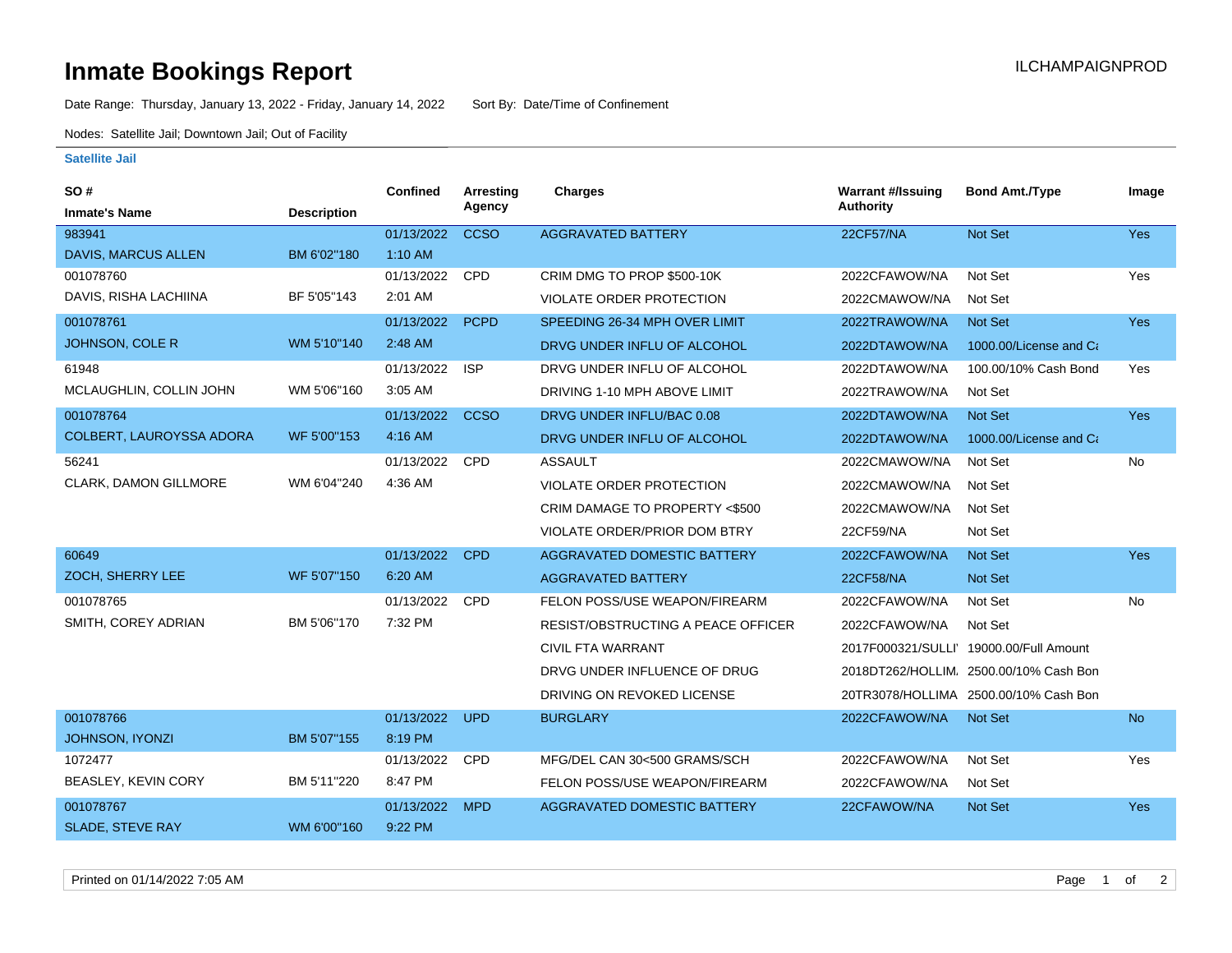# Inmate Bookings Report

ILCHAMPAIGNPROD

Date Range: Thursday, January 13, 2022 - Friday, January 14, 2022    Sort By: Date/Time of Confinement

Nodes: Satellite Jail; Downtown Jail; Out of Facility

**Satellite Jail**

| SO # / Inmate's Name | Description | Confined | Arresting Agency | Charges | Warrant #/Issuing Authority | Bond Amt./Type | Image |
|---|---|---|---|---|---|---|---|
| 983941 DAVIS, MARCUS ALLEN | BM 6'02"180 | 01/13/2022 1:10 AM | CCSO | AGGRAVATED BATTERY | 22CF57/NA | Not Set | Yes |
| 001078760 DAVIS, RISHA LACHIINA | BF 5'05"143 | 01/13/2022 2:01 AM | CPD | CRIM DMG TO PROP $500-10K | 2022CFAWOW/NA | Not Set | Yes |
| | | | | VIOLATE ORDER PROTECTION | 2022CMAWOW/NA | Not Set | |
| 001078761 JOHNSON, COLE R | WM 5'10"140 | 01/13/2022 2:48 AM | PCPD | SPEEDING 26-34 MPH OVER LIMIT | 2022TRAWOW/NA | Not Set | Yes |
| | | | | DRVG UNDER INFLU OF ALCOHOL | 2022DTAWOW/NA | 1000.00/License and Ca | |
| 61948 MCLAUGHLIN, COLLIN JOHN | WM 5'06"160 | 01/13/2022 3:05 AM | ISP | DRVG UNDER INFLU OF ALCOHOL | 2022DTAWOW/NA | 100.00/10% Cash Bond | Yes |
| | | | | DRIVING 1-10 MPH ABOVE LIMIT | 2022TRAWOW/NA | Not Set | |
| 001078764 COLBERT, LAUROYSSA ADORA | WF 5'00"153 | 01/13/2022 4:16 AM | CCSO | DRVG UNDER INFLU/BAC 0.08 | 2022DTAWOW/NA | Not Set | Yes |
| | | | | DRVG UNDER INFLU OF ALCOHOL | 2022DTAWOW/NA | 1000.00/License and Ca | |
| 56241 CLARK, DAMON GILLMORE | WM 6'04"240 | 01/13/2022 4:36 AM | CPD | ASSAULT | 2022CMAWOW/NA | Not Set | No |
| | | | | VIOLATE ORDER PROTECTION | 2022CMAWOW/NA | Not Set | |
| | | | | CRIM DAMAGE TO PROPERTY <$500 | 2022CMAWOW/NA | Not Set | |
| | | | | VIOLATE ORDER/PRIOR DOM BTRY | 22CF59/NA | Not Set | |
| 60649 ZOCH, SHERRY LEE | WF 5'07"150 | 01/13/2022 6:20 AM | CPD | AGGRAVATED DOMESTIC BATTERY | 2022CFAWOW/NA | Not Set | Yes |
| | | | | AGGRAVATED BATTERY | 22CF58/NA | Not Set | |
| 001078765 SMITH, COREY ADRIAN | BM 5'06"170 | 01/13/2022 7:32 PM | CPD | FELON POSS/USE WEAPON/FIREARM | 2022CFAWOW/NA | Not Set | No |
| | | | | RESIST/OBSTRUCTING A PEACE OFFICER | 2022CFAWOW/NA | Not Set | |
| | | | | CIVIL FTA WARRANT | 2017F000321/SULLI' | 19000.00/Full Amount | |
| | | | | DRVG UNDER INFLUENCE OF DRUG | 2018DT262/HOLLIM. | 2500.00/10% Cash Bon | |
| | | | | DRIVING ON REVOKED LICENSE | 20TR3078/HOLLIMA | 2500.00/10% Cash Bon | |
| 001078766 JOHNSON, IYONZI | BM 5'07"155 | 01/13/2022 8:19 PM | UPD | BURGLARY | 2022CFAWOW/NA | Not Set | No |
| 1072477 BEASLEY, KEVIN CORY | BM 5'11"220 | 01/13/2022 8:47 PM | CPD | MFG/DEL CAN 30<500 GRAMS/SCH | 2022CFAWOW/NA | Not Set | Yes |
| | | | | FELON POSS/USE WEAPON/FIREARM | 2022CFAWOW/NA | Not Set | |
| 001078767 SLADE, STEVE RAY | WM 6'00"160 | 01/13/2022 9:22 PM | MPD | AGGRAVATED DOMESTIC BATTERY | 22CFAWOW/NA | Not Set | Yes |

Printed on 01/14/2022 7:05 AM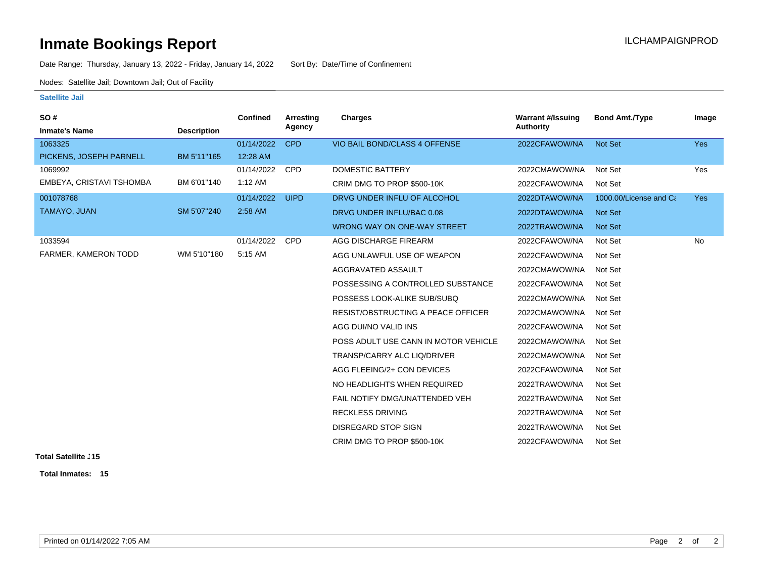# Inmate Bookings Report

ILCHAMPAIGNPROD

Date Range: Thursday, January 13, 2022 - Friday, January 14, 2022    Sort By: Date/Time of Confinement

Nodes: Satellite Jail; Downtown Jail; Out of Facility

**Satellite Jail**

| SO # / Inmate's Name | Description | Confined | Arresting Agency | Charges | Warrant #/Issuing Authority | Bond Amt./Type | Image |
|---|---|---|---|---|---|---|---|
| 1063325 PICKENS, JOSEPH PARNELL | BM 5'11"165 | 01/14/2022 12:28 AM | CPD | VIO BAIL BOND/CLASS 4 OFFENSE | 2022CFAWOW/NA | Not Set | Yes |
| 1069992 EMBEYA, CRISTAVI TSHOMBA | BM 6'01"140 | 01/14/2022 1:12 AM | CPD | DOMESTIC BATTERY | 2022CMAWOW/NA | Not Set | Yes |
| | | | | CRIM DMG TO PROP $500-10K | 2022CFAWOW/NA | Not Set | |
| 001078768 TAMAYO, JUAN | SM 5'07"240 | 01/14/2022 2:58 AM | UIPD | DRVG UNDER INFLU OF ALCOHOL | 2022DTAWOW/NA | 1000.00/License and Ca | Yes |
| | | | | DRVG UNDER INFLU/BAC 0.08 | 2022DTAWOW/NA | Not Set | |
| | | | | WRONG WAY ON ONE-WAY STREET | 2022TRAWOW/NA | Not Set | |
| 1033594 FARMER, KAMERON TODD | WM 5'10"180 | 01/14/2022 5:15 AM | CPD | AGG DISCHARGE FIREARM | 2022CFAWOW/NA | Not Set | No |
| | | | | AGG UNLAWFUL USE OF WEAPON | 2022CFAWOW/NA | Not Set | |
| | | | | AGGRAVATED ASSAULT | 2022CMAWOW/NA | Not Set | |
| | | | | POSSESSING A CONTROLLED SUBSTANCE | 2022CFAWOW/NA | Not Set | |
| | | | | POSSESS LOOK-ALIKE SUB/SUBQ | 2022CMAWOW/NA | Not Set | |
| | | | | RESIST/OBSTRUCTING A PEACE OFFICER | 2022CMAWOW/NA | Not Set | |
| | | | | AGG DUI/NO VALID INS | 2022CFAWOW/NA | Not Set | |
| | | | | POSS ADULT USE CANN IN MOTOR VEHICLE | 2022CMAWOW/NA | Not Set | |
| | | | | TRANSP/CARRY ALC LIQ/DRIVER | 2022CMAWOW/NA | Not Set | |
| | | | | AGG FLEEING/2+ CON DEVICES | 2022CFAWOW/NA | Not Set | |
| | | | | NO HEADLIGHTS WHEN REQUIRED | 2022TRAWOW/NA | Not Set | |
| | | | | FAIL NOTIFY DMG/UNATTENDED VEH | 2022TRAWOW/NA | Not Set | |
| | | | | RECKLESS DRIVING | 2022TRAWOW/NA | Not Set | |
| | | | | DISREGARD STOP SIGN | 2022TRAWOW/NA | Not Set | |
| | | | | CRIM DMG TO PROP $500-10K | 2022CFAWOW/NA | Not Set | |

**Total Satellite J 15**

**Total Inmates: 15**

Printed on 01/14/2022 7:05 AM